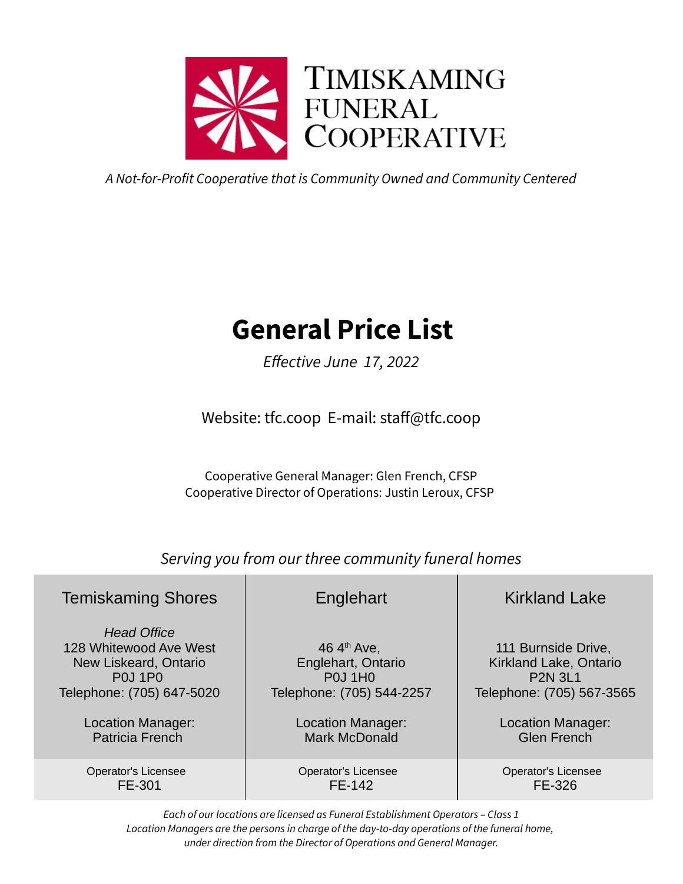# Timiskaming Funeral Cooperative

*A Not-for-Profit Cooperative that is Community Owned and Community Centered*

# General Price List

*Effective June 17, 2022*

Website: tfc.coop E-mail: staff@tfc.coop

Cooperative General Manager: Glen French, CFSP
Cooperative Director of Operations: Justin Leroux, CFSP

*Serving you from our three community funeral homes*

| Temiskaming Shores | Englehart | Kirkland Lake |
|---|---|---|
| *Head Office*<br>128 Whitewood Ave West<br>New Liskeard, Ontario<br>P0J 1P0<br>Telephone: (705) 647-5020 | 46 4th Ave,<br>Englehart, Ontario<br>P0J 1H0<br>Telephone: (705) 544-2257 | 111 Burnside Drive,<br>Kirkland Lake, Ontario<br>P2N 3L1<br>Telephone: (705) 567-3565 |
| Location Manager:<br>Patricia French | Location Manager:<br>Mark McDonald | Location Manager:<br>Glen French |
| Operator's Licensee<br>FE-301 | Operator's Licensee<br>FE-142 | Operator's Licensee<br>FE-326 |

*Each of our locations are licensed as Funeral Establishment Operators – Class 1*
*Location Managers are the persons in charge of the day-to-day operations of the funeral home, under direction from the Director of Operations and General Manager.*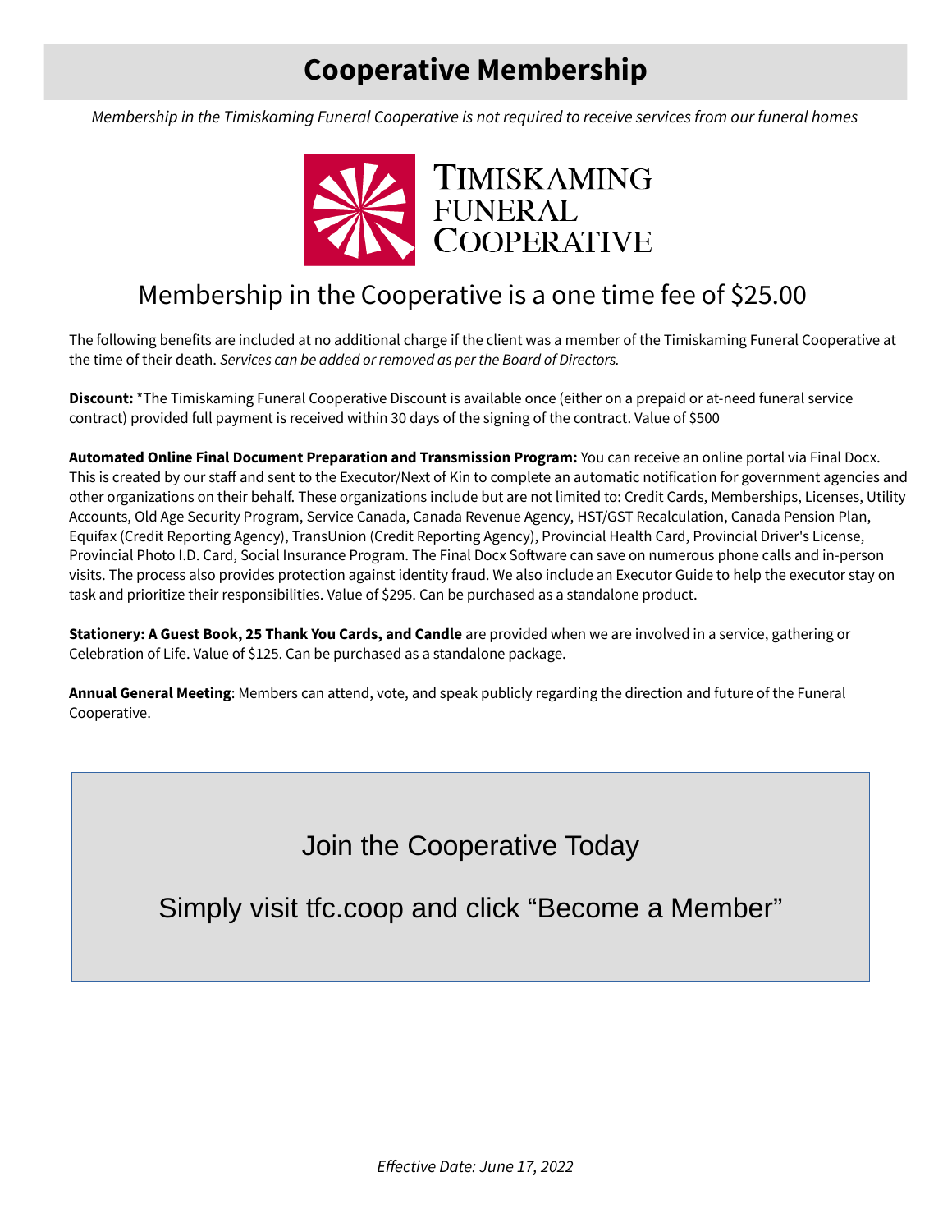# Cooperative Membership

*Membership in the Timiskaming Funeral Cooperative is not required to receive services from our funeral homes*

TIMISKAMING FUNERAL COOPERATIVE

## Membership in the Cooperative is a one time fee of $25.00

The following benefits are included at no additional charge if the client was a member of the Timiskaming Funeral Cooperative at the time of their death. *Services can be added or removed as per the Board of Directors.*

**Discount:** *The Timiskaming Funeral Cooperative Discount is available once (either on a prepaid or at-need funeral service contract) provided full payment is received within 30 days of the signing of the contract. Value of $500

**Automated Online Final Document Preparation and Transmission Program:** You can receive an online portal via Final Docx. This is created by our staff and sent to the Executor/Next of Kin to complete an automatic notification for government agencies and other organizations on their behalf. These organizations include but are not limited to: Credit Cards, Memberships, Licenses, Utility Accounts, Old Age Security Program, Service Canada, Canada Revenue Agency, HST/GST Recalculation, Canada Pension Plan, Equifax (Credit Reporting Agency), TransUnion (Credit Reporting Agency), Provincial Health Card, Provincial Driver's License, Provincial Photo I.D. Card, Social Insurance Program. The Final Docx Software can save on numerous phone calls and in-person visits. The process also provides protection against identity fraud. We also include an Executor Guide to help the executor stay on task and prioritize their responsibilities. Value of $295. Can be purchased as a standalone product.

**Stationery: A Guest Book, 25 Thank You Cards, and Candle** are provided when we are involved in a service, gathering or Celebration of Life. Value of $125. Can be purchased as a standalone package.

**Annual General Meeting**: Members can attend, vote, and speak publicly regarding the direction and future of the Funeral Cooperative.

Join the Cooperative Today

Simply visit tfc.coop and click "Become a Member"

*Effective Date: June 17, 2022*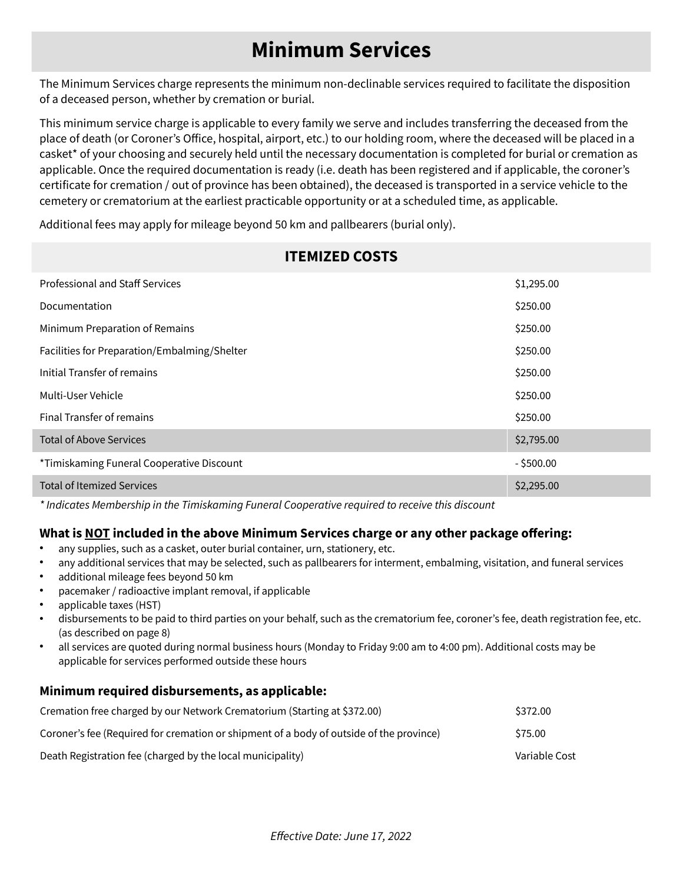# Minimum Services

The Minimum Services charge represents the minimum non-declinable services required to facilitate the disposition of a deceased person, whether by cremation or burial.

This minimum service charge is applicable to every family we serve and includes transferring the deceased from the place of death (or Coroner's Office, hospital, airport, etc.) to our holding room, where the deceased will be placed in a casket* of your choosing and securely held until the necessary documentation is completed for burial or cremation as applicable. Once the required documentation is ready (i.e. death has been registered and if applicable, the coroner's certificate for cremation / out of province has been obtained), the deceased is transported in a service vehicle to the cemetery or crematorium at the earliest practicable opportunity or at a scheduled time, as applicable.

Additional fees may apply for mileage beyond 50 km and pallbearers (burial only).

## ITEMIZED COSTS

| Item | Cost |
|---|---|
| Professional and Staff Services | $1,295.00 |
| Documentation | $250.00 |
| Minimum Preparation of Remains | $250.00 |
| Facilities for Preparation/Embalming/Shelter | $250.00 |
| Initial Transfer of remains | $250.00 |
| Multi-User Vehicle | $250.00 |
| Final Transfer of remains | $250.00 |
| Total of Above Services | $2,795.00 |
| *Timiskaming Funeral Cooperative Discount | - $500.00 |
| Total of Itemized Services | $2,295.00 |

*\* Indicates Membership in the Timiskaming Funeral Cooperative required to receive this discount*

### What is <u>NOT</u> included in the above Minimum Services charge or any other package offering:

- any supplies, such as a casket, outer burial container, urn, stationery, etc.
- any additional services that may be selected, such as pallbearers for interment, embalming, visitation, and funeral services
- additional mileage fees beyond 50 km
- pacemaker / radioactive implant removal, if applicable
- applicable taxes (HST)
- disbursements to be paid to third parties on your behalf, such as the crematorium fee, coroner's fee, death registration fee, etc. (as described on page 8)
- all services are quoted during normal business hours (Monday to Friday 9:00 am to 4:00 pm). Additional costs may be applicable for services performed outside these hours

### Minimum required disbursements, as applicable:

| Disbursement | Cost |
|---|---|
| Cremation free charged by our Network Crematorium (Starting at $372.00) | $372.00 |
| Coroner's fee (Required for cremation or shipment of a body of outside of the province) | $75.00 |
| Death Registration fee (charged by the local municipality) | Variable Cost |

*Effective Date: June 17, 2022*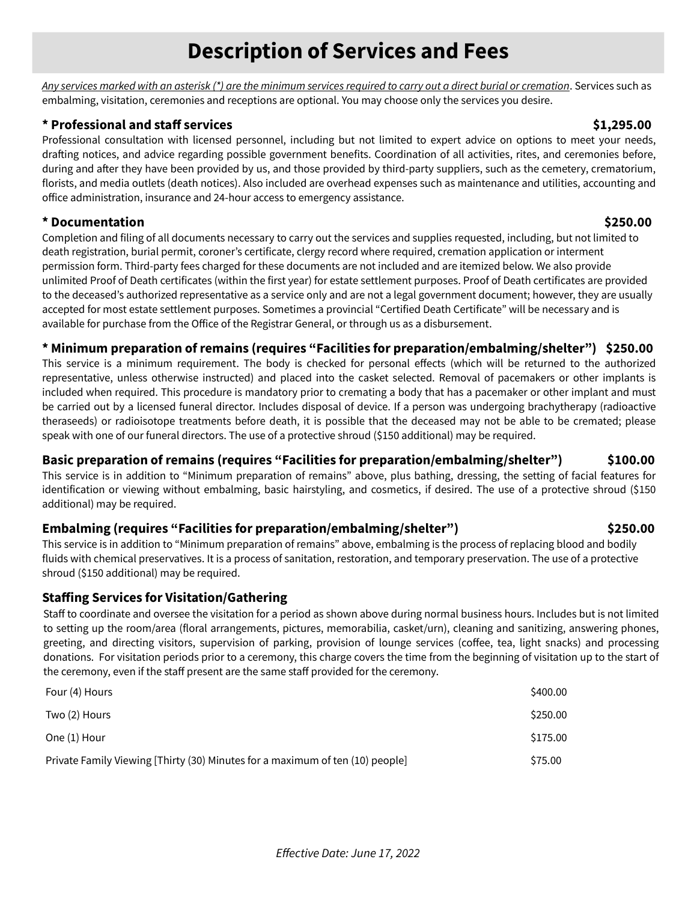# Description of Services and Fees

_Any services marked with an asterisk (*) are the minimum services required to carry out a direct burial or cremation_. Services such as embalming, visitation, ceremonies and receptions are optional. You may choose only the services you desire.

**\* Professional and staff services** **$1,295.00**

Professional consultation with licensed personnel, including but not limited to expert advice on options to meet your needs, drafting notices, and advice regarding possible government benefits. Coordination of all activities, rites, and ceremonies before, during and after they have been provided by us, and those provided by third-party suppliers, such as the cemetery, crematorium, florists, and media outlets (death notices). Also included are overhead expenses such as maintenance and utilities, accounting and office administration, insurance and 24-hour access to emergency assistance.

**\* Documentation** **$250.00**

Completion and filing of all documents necessary to carry out the services and supplies requested, including, but not limited to death registration, burial permit, coroner's certificate, clergy record where required, cremation application or interment permission form. Third-party fees charged for these documents are not included and are itemized below. We also provide unlimited Proof of Death certificates (within the first year) for estate settlement purposes. Proof of Death certificates are provided to the deceased's authorized representative as a service only and are not a legal government document; however, they are usually accepted for most estate settlement purposes. Sometimes a provincial "Certified Death Certificate" will be necessary and is available for purchase from the Office of the Registrar General, or through us as a disbursement.

**\* Minimum preparation of remains (requires "Facilities for preparation/embalming/shelter")** **$250.00**

This service is a minimum requirement. The body is checked for personal effects (which will be returned to the authorized representative, unless otherwise instructed) and placed into the casket selected. Removal of pacemakers or other implants is included when required. This procedure is mandatory prior to cremating a body that has a pacemaker or other implant and must be carried out by a licensed funeral director. Includes disposal of device. If a person was undergoing brachytherapy (radioactive theraseeds) or radioisotope treatments before death, it is possible that the deceased may not be able to be cremated; please speak with one of our funeral directors. The use of a protective shroud ($150 additional) may be required.

**Basic preparation of remains (requires "Facilities for preparation/embalming/shelter")** **$100.00**

This service is in addition to "Minimum preparation of remains" above, plus bathing, dressing, the setting of facial features for identification or viewing without embalming, basic hairstyling, and cosmetics, if desired. The use of a protective shroud ($150 additional) may be required.

**Embalming (requires "Facilities for preparation/embalming/shelter")** **$250.00**

This service is in addition to "Minimum preparation of remains" above, embalming is the process of replacing blood and bodily fluids with chemical preservatives. It is a process of sanitation, restoration, and temporary preservation. The use of a protective shroud ($150 additional) may be required.

**Staffing Services for Visitation/Gathering**

Staff to coordinate and oversee the visitation for a period as shown above during normal business hours. Includes but is not limited to setting up the room/area (floral arrangements, pictures, memorabilia, casket/urn), cleaning and sanitizing, answering phones, greeting, and directing visitors, supervision of parking, provision of lounge services (coffee, tea, light snacks) and processing donations. For visitation periods prior to a ceremony, this charge covers the time from the beginning of visitation up to the start of the ceremony, even if the staff present are the same staff provided for the ceremony.

| Service | Fee |
|---|---|
| Four (4) Hours | $400.00 |
| Two (2) Hours | $250.00 |
| One (1) Hour | $175.00 |
| Private Family Viewing [Thirty (30) Minutes for a maximum of ten (10) people] | $75.00 |

*Effective Date: June 17, 2022*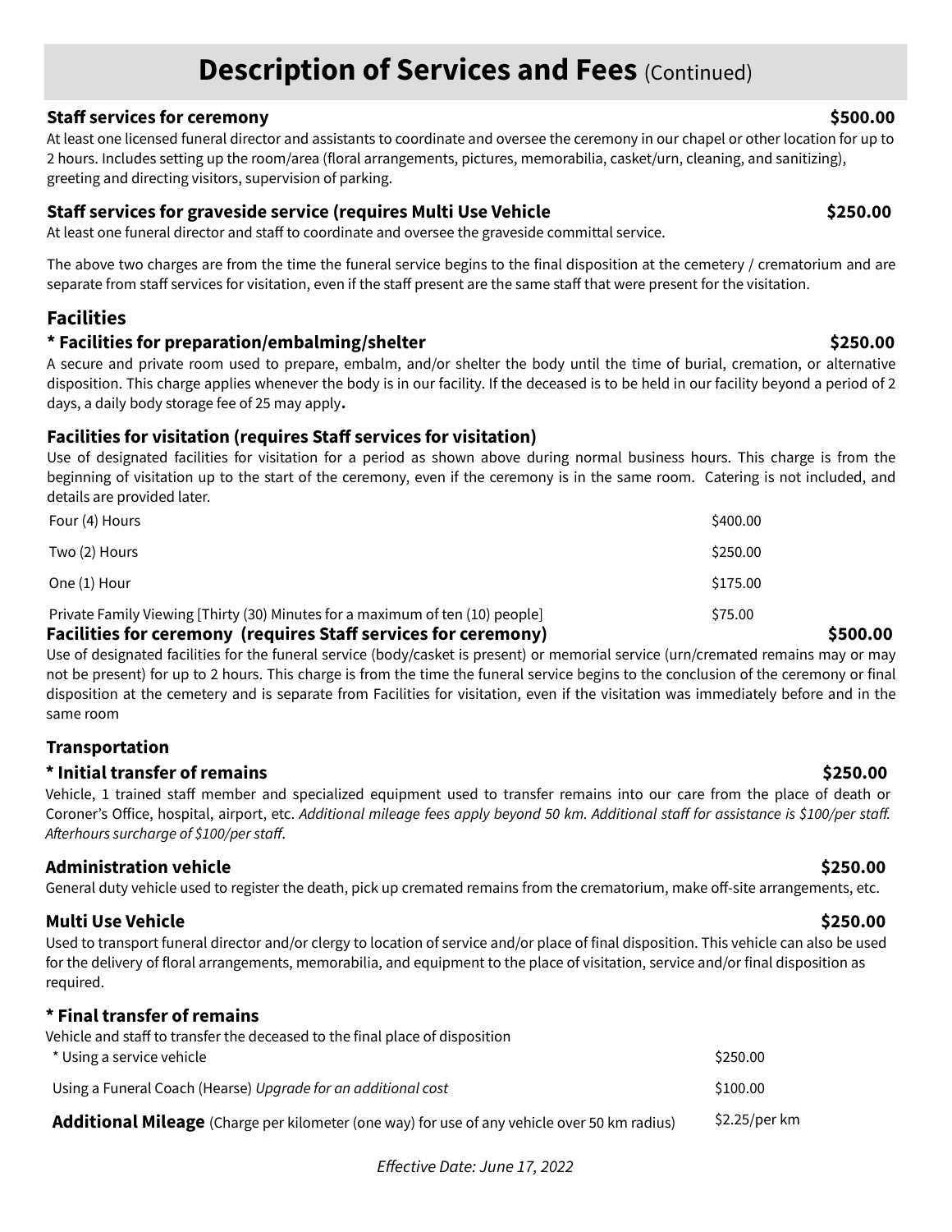# Description of Services and Fees (Continued)

**Staff services for ceremony** **$500.00**

At least one licensed funeral director and assistants to coordinate and oversee the ceremony in our chapel or other location for up to 2 hours. Includes setting up the room/area (floral arrangements, pictures, memorabilia, casket/urn, cleaning, and sanitizing), greeting and directing visitors, supervision of parking.

**Staff services for graveside service (requires Multi Use Vehicle** **$250.00**

At least one funeral director and staff to coordinate and oversee the graveside committal service.

The above two charges are from the time the funeral service begins to the final disposition at the cemetery / crematorium and are separate from staff services for visitation, even if the staff present are the same staff that were present for the visitation.

## Facilities

**\* Facilities for preparation/embalming/shelter** **$250.00**

A secure and private room used to prepare, embalm, and/or shelter the body until the time of burial, cremation, or alternative disposition. This charge applies whenever the body is in our facility. If the deceased is to be held in our facility beyond a period of 2 days, a daily body storage fee of 25 may apply**.**

**Facilities for visitation (requires Staff services for visitation)**

Use of designated facilities for visitation for a period as shown above during normal business hours. This charge is from the beginning of visitation up to the start of the ceremony, even if the ceremony is in the same room. Catering is not included, and details are provided later.

| | |
|---|---|
| Four (4) Hours | $400.00 |
| Two (2) Hours | $250.00 |
| One (1) Hour | $175.00 |
| Private Family Viewing [Thirty (30) Minutes for a maximum of ten (10) people] | $75.00 |

**Facilities for ceremony (requires Staff services for ceremony)** **$500.00**

Use of designated facilities for the funeral service (body/casket is present) or memorial service (urn/cremated remains may or may not be present) for up to 2 hours. This charge is from the time the funeral service begins to the conclusion of the ceremony or final disposition at the cemetery and is separate from Facilities for visitation, even if the visitation was immediately before and in the same room

## Transportation

**\* Initial transfer of remains** **$250.00**

Vehicle, 1 trained staff member and specialized equipment used to transfer remains into our care from the place of death or Coroner's Office, hospital, airport, etc. *Additional mileage fees apply beyond 50 km. Additional staff for assistance is $100/per staff. Afterhours surcharge of $100/per staff.*

**Administration vehicle** **$250.00**

General duty vehicle used to register the death, pick up cremated remains from the crematorium, make off-site arrangements, etc.

**Multi Use Vehicle** **$250.00**

Used to transport funeral director and/or clergy to location of service and/or place of final disposition. This vehicle can also be used for the delivery of floral arrangements, memorabilia, and equipment to the place of visitation, service and/or final disposition as required.

**\* Final transfer of remains**

Vehicle and staff to transfer the deceased to the final place of disposition

| | |
|---|---|
| * Using a service vehicle | $250.00 |
| Using a Funeral Coach (Hearse) *Upgrade for an additional cost* | $100.00 |
| **Additional Mileage** (Charge per kilometer (one way) for use of any vehicle over 50 km radius) | $2.25/per km |

*Effective Date: June 17, 2022*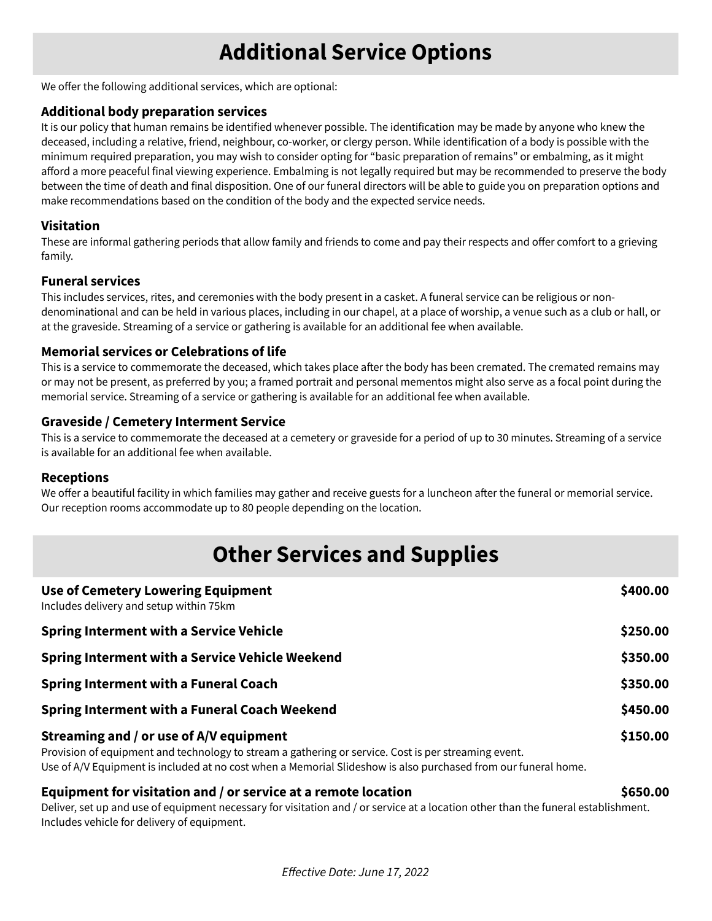# Additional Service Options

We offer the following additional services, which are optional:

### Additional body preparation services

It is our policy that human remains be identified whenever possible. The identification may be made by anyone who knew the deceased, including a relative, friend, neighbour, co-worker, or clergy person. While identification of a body is possible with the minimum required preparation, you may wish to consider opting for "basic preparation of remains" or embalming, as it might afford a more peaceful final viewing experience. Embalming is not legally required but may be recommended to preserve the body between the time of death and final disposition. One of our funeral directors will be able to guide you on preparation options and make recommendations based on the condition of the body and the expected service needs.

### Visitation

These are informal gathering periods that allow family and friends to come and pay their respects and offer comfort to a grieving family.

### Funeral services

This includes services, rites, and ceremonies with the body present in a casket. A funeral service can be religious or non-denominational and can be held in various places, including in our chapel, at a place of worship, a venue such as a club or hall, or at the graveside. Streaming of a service or gathering is available for an additional fee when available.

### Memorial services or Celebrations of life

This is a service to commemorate the deceased, which takes place after the body has been cremated. The cremated remains may or may not be present, as preferred by you; a framed portrait and personal mementos might also serve as a focal point during the memorial service. Streaming of a service or gathering is available for an additional fee when available.

### Graveside / Cemetery Interment Service

This is a service to commemorate the deceased at a cemetery or graveside for a period of up to 30 minutes. Streaming of a service is available for an additional fee when available.

### Receptions

We offer a beautiful facility in which families may gather and receive guests for a luncheon after the funeral or memorial service. Our reception rooms accommodate up to 80 people depending on the location.

# Other Services and Supplies

**Use of Cemetery Lowering Equipment** — **$400.00**
Includes delivery and setup within 75km

**Spring Interment with a Service Vehicle** — **$250.00**

**Spring Interment with a Service Vehicle Weekend** — **$350.00**

**Spring Interment with a Funeral Coach** — **$350.00**

**Spring Interment with a Funeral Coach Weekend** — **$450.00**

**Streaming and / or use of A/V equipment** — **$150.00**
Provision of equipment and technology to stream a gathering or service. Cost is per streaming event.
Use of A/V Equipment is included at no cost when a Memorial Slideshow is also purchased from our funeral home.

**Equipment for visitation and / or service at a remote location** — **$650.00**
Deliver, set up and use of equipment necessary for visitation and / or service at a location other than the funeral establishment. Includes vehicle for delivery of equipment.

*Effective Date: June 17, 2022*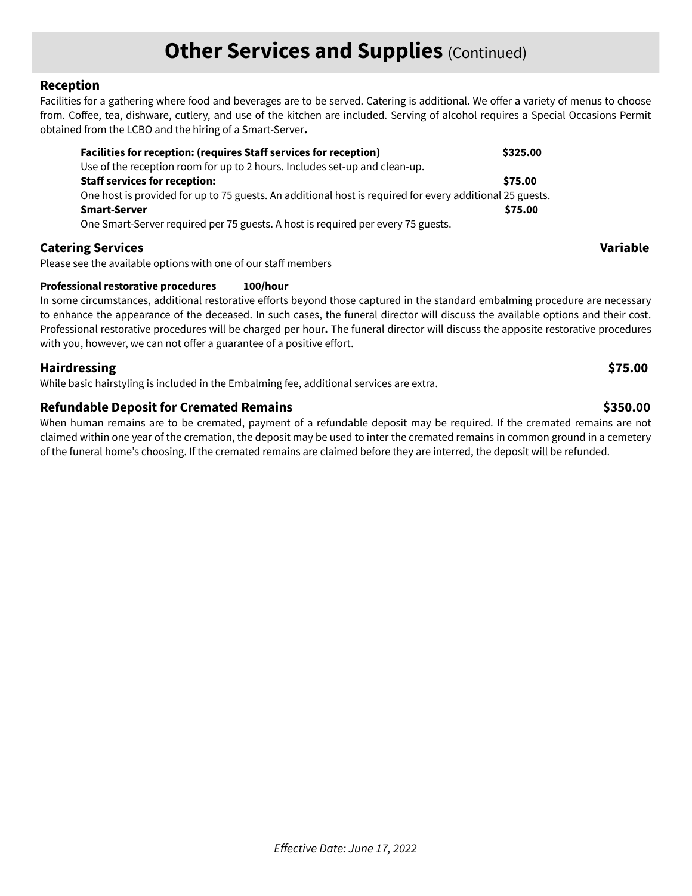# Other Services and Supplies (Continued)

## Reception

Facilities for a gathering where food and beverages are to be served. Catering is additional. We offer a variety of menus to choose from. Coffee, tea, dishware, cutlery, and use of the kitchen are included. Serving of alcohol requires a Special Occasions Permit obtained from the LCBO and the hiring of a Smart-Server**.**

**Facilities for reception: (requires Staff services for reception)** **$325.00**
Use of the reception room for up to 2 hours. Includes set-up and clean-up.

**Staff services for reception:** **$75.00**
One host is provided for up to 75 guests. An additional host is required for every additional 25 guests.

**Smart-Server** **$75.00**
One Smart-Server required per 75 guests. A host is required per every 75 guests.

## Catering Services Variable

Please see the available options with one of our staff members

**Professional restorative procedures 100/hour**

In some circumstances, additional restorative efforts beyond those captured in the standard embalming procedure are necessary to enhance the appearance of the deceased. In such cases, the funeral director will discuss the available options and their cost. Professional restorative procedures will be charged per hour**.** The funeral director will discuss the apposite restorative procedures with you, however, we can not offer a guarantee of a positive effort.

## Hairdressing $75.00

While basic hairstyling is included in the Embalming fee, additional services are extra.

## Refundable Deposit for Cremated Remains $350.00

When human remains are to be cremated, payment of a refundable deposit may be required. If the cremated remains are not claimed within one year of the cremation, the deposit may be used to inter the cremated remains in common ground in a cemetery of the funeral home's choosing. If the cremated remains are claimed before they are interred, the deposit will be refunded.

*Effective Date: June 17, 2022*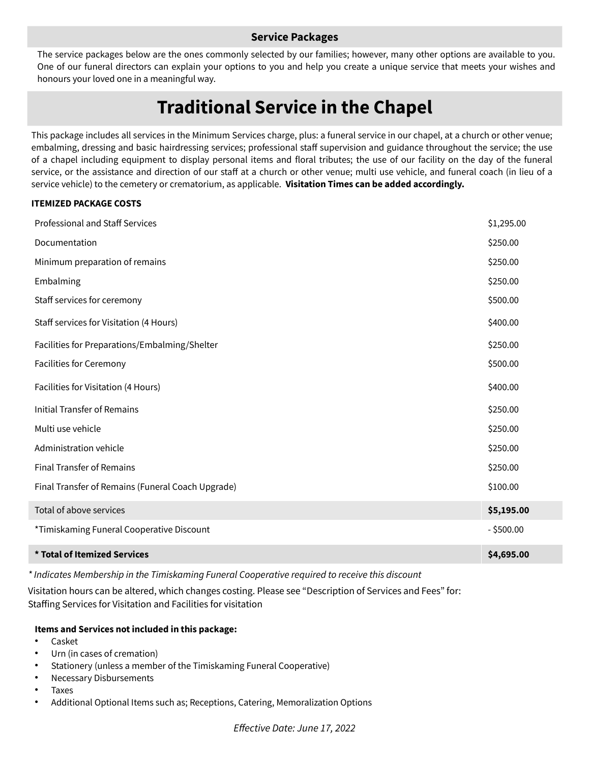## Service Packages

The service packages below are the ones commonly selected by our families; however, many other options are available to you. One of our funeral directors can explain your options to you and help you create a unique service that meets your wishes and honours your loved one in a meaningful way.

# Traditional Service in the Chapel

This package includes all services in the Minimum Services charge, plus: a funeral service in our chapel, at a church or other venue; embalming, dressing and basic hairdressing services; professional staff supervision and guidance throughout the service; the use of a chapel including equipment to display personal items and floral tributes; the use of our facility on the day of the funeral service, or the assistance and direction of our staff at a church or other venue; multi use vehicle, and funeral coach (in lieu of a service vehicle) to the cemetery or crematorium, as applicable. **Visitation Times can be added accordingly.**

**ITEMIZED PACKAGE COSTS**

| | |
|---|---|
| Professional and Staff Services | $1,295.00 |
| Documentation | $250.00 |
| Minimum preparation of remains | $250.00 |
| Embalming | $250.00 |
| Staff services for ceremony | $500.00 |
| Staff services for Visitation (4 Hours) | $400.00 |
| Facilities for Preparations/Embalming/Shelter | $250.00 |
| Facilities for Ceremony | $500.00 |
| Facilities for Visitation (4 Hours) | $400.00 |
| Initial Transfer of Remains | $250.00 |
| Multi use vehicle | $250.00 |
| Administration vehicle | $250.00 |
| Final Transfer of Remains | $250.00 |
| Final Transfer of Remains (Funeral Coach Upgrade) | $100.00 |
| Total of above services | **$5,195.00** |
| *Timiskaming Funeral Cooperative Discount | - $500.00 |
| **\* Total of Itemized Services** | **$4,695.00** |

*\* Indicates Membership in the Timiskaming Funeral Cooperative required to receive this discount*

Visitation hours can be altered, which changes costing. Please see “Description of Services and Fees” for: Staffing Services for Visitation and Facilities for visitation

**Items and Services not included in this package:**

- Casket
- Urn (in cases of cremation)
- Stationery (unless a member of the Timiskaming Funeral Cooperative)
- Necessary Disbursements
- Taxes
- Additional Optional Items such as; Receptions, Catering, Memoralization Options

*Effective Date: June 17, 2022*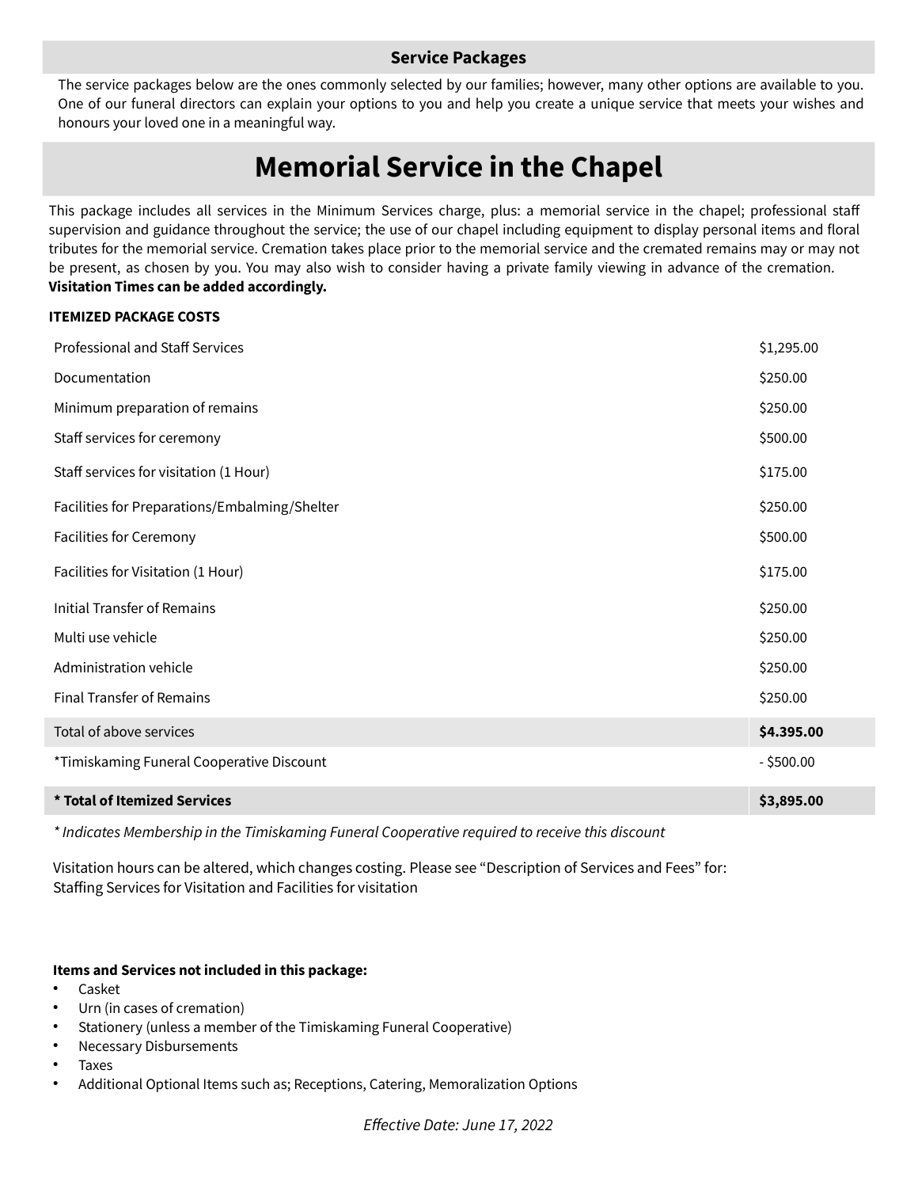## Service Packages

The service packages below are the ones commonly selected by our families; however, many other options are available to you. One of our funeral directors can explain your options to you and help you create a unique service that meets your wishes and honours your loved one in a meaningful way.

# Memorial Service in the Chapel

This package includes all services in the Minimum Services charge, plus: a memorial service in the chapel; professional staff supervision and guidance throughout the service; the use of our chapel including equipment to display personal items and floral tributes for the memorial service. Cremation takes place prior to the memorial service and the cremated remains may or may not be present, as chosen by you. You may also wish to consider having a private family viewing in advance of the cremation. **Visitation Times can be added accordingly.**

**ITEMIZED PACKAGE COSTS**

| Item | Cost |
|---|---|
| Professional and Staff Services | $1,295.00 |
| Documentation | $250.00 |
| Minimum preparation of remains | $250.00 |
| Staff services for ceremony | $500.00 |
| Staff services for visitation (1 Hour) | $175.00 |
| Facilities for Preparations/Embalming/Shelter | $250.00 |
| Facilities for Ceremony | $500.00 |
| Facilities for Visitation (1 Hour) | $175.00 |
| Initial Transfer of Remains | $250.00 |
| Multi use vehicle | $250.00 |
| Administration vehicle | $250.00 |
| Final Transfer of Remains | $250.00 |
| Total of above services | **$4.395.00** |
| *Timiskaming Funeral Cooperative Discount | - $500.00 |
| **\* Total of Itemized Services** | **$3,895.00** |

*\* Indicates Membership in the Timiskaming Funeral Cooperative required to receive this discount*

Visitation hours can be altered, which changes costing. Please see "Description of Services and Fees" for: Staffing Services for Visitation and Facilities for visitation

**Items and Services not included in this package:**

- Casket
- Urn (in cases of cremation)
- Stationery (unless a member of the Timiskaming Funeral Cooperative)
- Necessary Disbursements
- Taxes
- Additional Optional Items such as; Receptions, Catering, Memoralization Options

*Effective Date: June 17, 2022*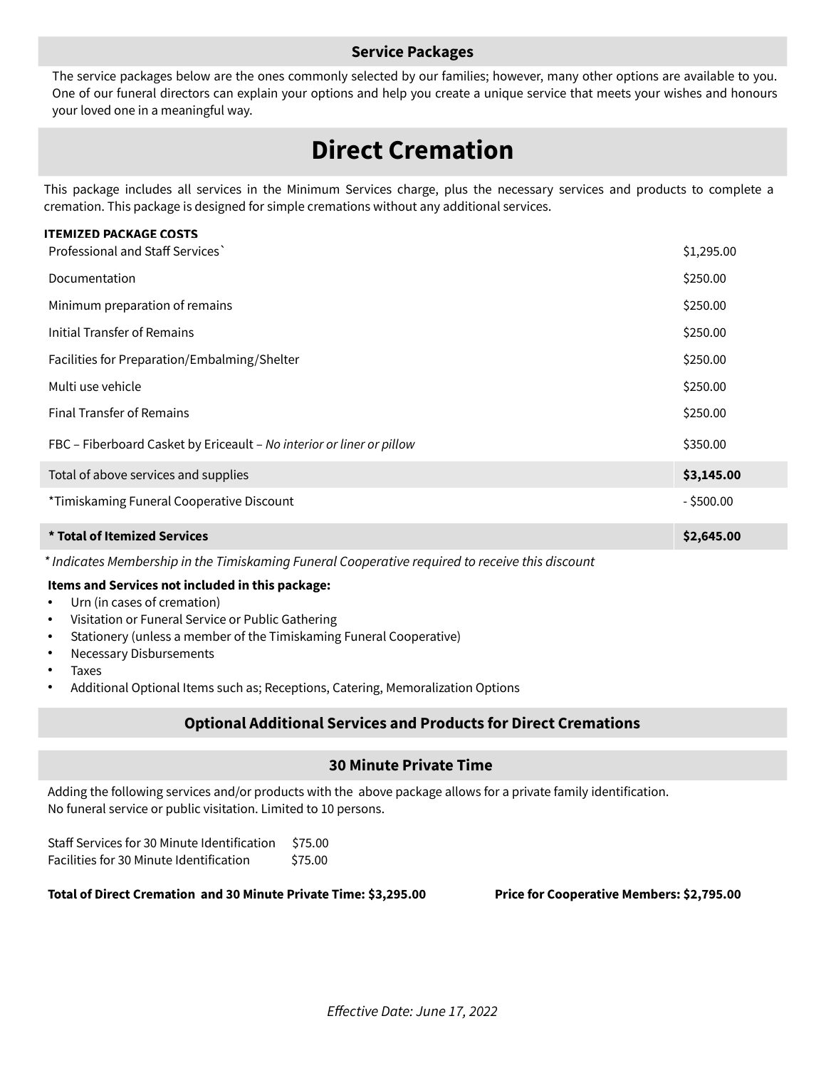## Service Packages

The service packages below are the ones commonly selected by our families; however, many other options are available to you. One of our funeral directors can explain your options and help you create a unique service that meets your wishes and honours your loved one in a meaningful way.

# Direct Cremation

This package includes all services in the Minimum Services charge, plus the necessary services and products to complete a cremation. This package is designed for simple cremations without any additional services.

**ITEMIZED PACKAGE COSTS**

| Item | Cost |
|---|---|
| Professional and Staff Services` | $1,295.00 |
| Documentation | $250.00 |
| Minimum preparation of remains | $250.00 |
| Initial Transfer of Remains | $250.00 |
| Facilities for Preparation/Embalming/Shelter | $250.00 |
| Multi use vehicle | $250.00 |
| Final Transfer of Remains | $250.00 |
| FBC – Fiberboard Casket by Ericeault – *No interior or liner or pillow* | $350.00 |
| Total of above services and supplies | **$3,145.00** |
| *Timiskaming Funeral Cooperative Discount | - $500.00 |
| **\* Total of Itemized Services** | **$2,645.00** |

*\* Indicates Membership in the Timiskaming Funeral Cooperative required to receive this discount*

**Items and Services not included in this package:**

- Urn (in cases of cremation)
- Visitation or Funeral Service or Public Gathering
- Stationery (unless a member of the Timiskaming Funeral Cooperative)
- Necessary Disbursements
- Taxes
- Additional Optional Items such as; Receptions, Catering, Memoralization Options

## Optional Additional Services and Products for Direct Cremations

### 30 Minute Private Time

Adding the following services and/or products with the above package allows for a private family identification.
No funeral service or public visitation. Limited to 10 persons.

| Item | Cost |
|---|---|
| Staff Services for 30 Minute Identification | $75.00 |
| Facilities for 30 Minute Identification | $75.00 |

**Total of Direct Cremation and 30 Minute Private Time: $3,295.00** **Price for Cooperative Members: $2,795.00**

*Effective Date: June 17, 2022*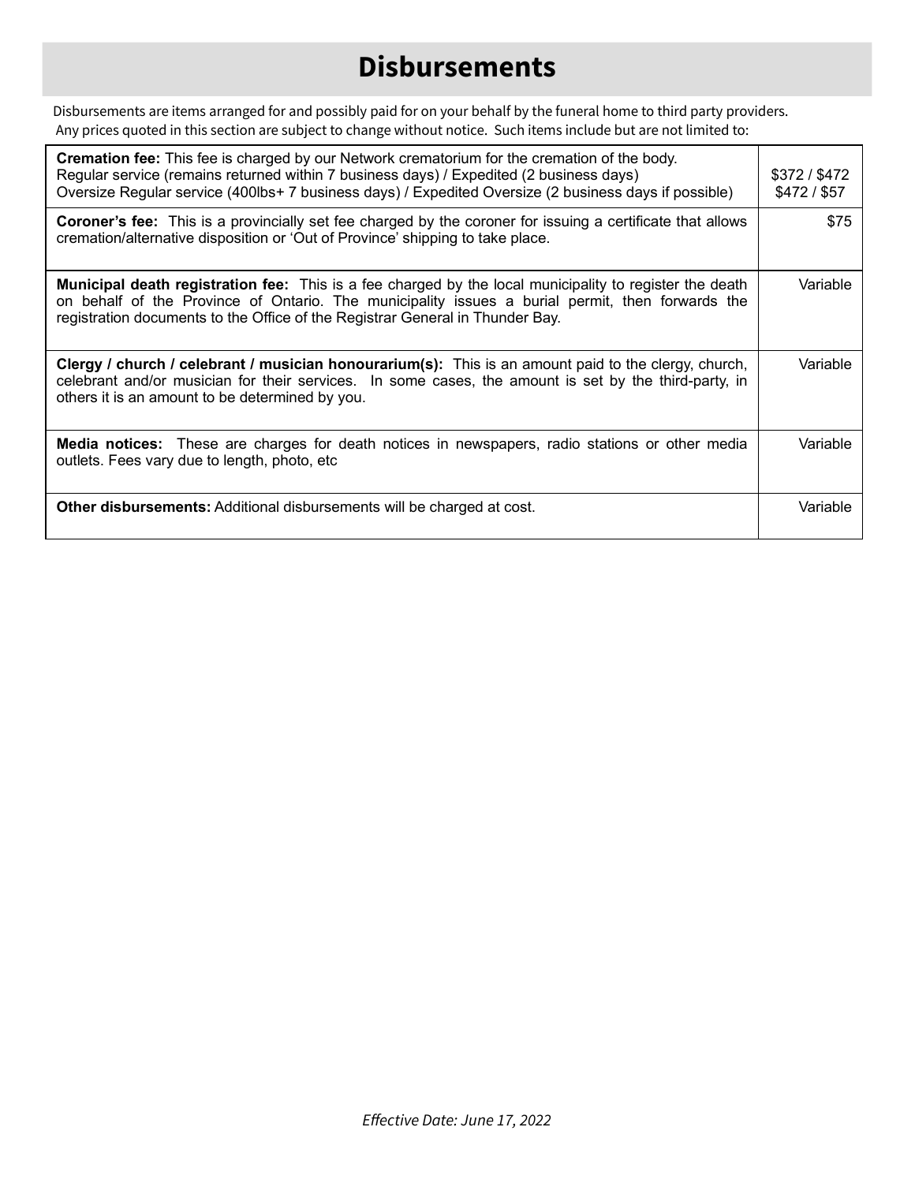# Disbursements

Disbursements are items arranged for and possibly paid for on your behalf by the funeral home to third party providers. Any prices quoted in this section are subject to change without notice. Such items include but are not limited to:

| | |
|---|---|
| **Cremation fee:** This fee is charged by our Network crematorium for the cremation of the body. Regular service (remains returned within 7 business days) / Expedited (2 business days) Oversize Regular service (400lbs+ 7 business days) / Expedited Oversize (2 business days if possible) | $372 / $472 $472 / $57 |
| **Coroner's fee:** This is a provincially set fee charged by the coroner for issuing a certificate that allows cremation/alternative disposition or 'Out of Province' shipping to take place. | $75 |
| **Municipal death registration fee:** This is a fee charged by the local municipality to register the death on behalf of the Province of Ontario. The municipality issues a burial permit, then forwards the registration documents to the Office of the Registrar General in Thunder Bay. | Variable |
| **Clergy / church / celebrant / musician honourarium(s):** This is an amount paid to the clergy, church, celebrant and/or musician for their services. In some cases, the amount is set by the third-party, in others it is an amount to be determined by you. | Variable |
| **Media notices:** These are charges for death notices in newspapers, radio stations or other media outlets. Fees vary due to length, photo, etc | Variable |
| **Other disbursements:** Additional disbursements will be charged at cost. | Variable |

*Effective Date: June 17, 2022*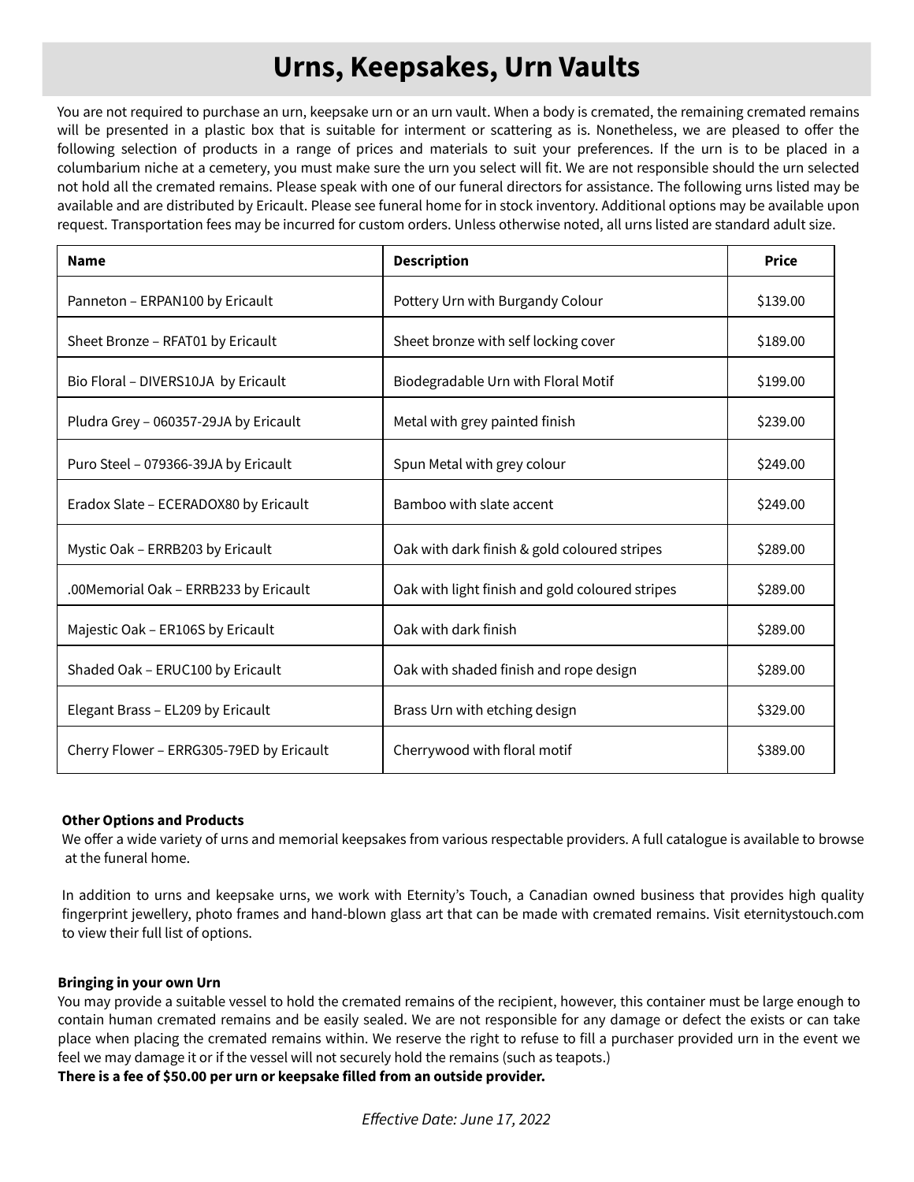# Urns, Keepsakes, Urn Vaults

You are not required to purchase an urn, keepsake urn or an urn vault. When a body is cremated, the remaining cremated remains will be presented in a plastic box that is suitable for interment or scattering as is. Nonetheless, we are pleased to offer the following selection of products in a range of prices and materials to suit your preferences. If the urn is to be placed in a columbarium niche at a cemetery, you must make sure the urn you select will fit. We are not responsible should the urn selected not hold all the cremated remains. Please speak with one of our funeral directors for assistance. The following urns listed may be available and are distributed by Ericault. Please see funeral home for in stock inventory. Additional options may be available upon request. Transportation fees may be incurred for custom orders. Unless otherwise noted, all urns listed are standard adult size.

| Name | Description | Price |
|---|---|---|
| Panneton – ERPAN100 by Ericault | Pottery Urn with Burgandy Colour | $139.00 |
| Sheet Bronze – RFAT01 by Ericault | Sheet bronze with self locking cover | $189.00 |
| Bio Floral – DIVERS10JA by Ericault | Biodegradable Urn with Floral Motif | $199.00 |
| Pludra Grey – 060357-29JA by Ericault | Metal with grey painted finish | $239.00 |
| Puro Steel – 079366-39JA by Ericault | Spun Metal with grey colour | $249.00 |
| Eradox Slate – ECERADOX80 by Ericault | Bamboo with slate accent | $249.00 |
| Mystic Oak – ERRB203 by Ericault | Oak with dark finish & gold coloured stripes | $289.00 |
| .00Memorial Oak – ERRB233 by Ericault | Oak with light finish and gold coloured stripes | $289.00 |
| Majestic Oak – ER106S by Ericault | Oak with dark finish | $289.00 |
| Shaded Oak – ERUC100 by Ericault | Oak with shaded finish and rope design | $289.00 |
| Elegant Brass – EL209 by Ericault | Brass Urn with etching design | $329.00 |
| Cherry Flower – ERRG305-79ED by Ericault | Cherrywood with floral motif | $389.00 |

**Other Options and Products**

We offer a wide variety of urns and memorial keepsakes from various respectable providers. A full catalogue is available to browse at the funeral home.

In addition to urns and keepsake urns, we work with Eternity's Touch, a Canadian owned business that provides high quality fingerprint jewellery, photo frames and hand-blown glass art that can be made with cremated remains. Visit eternitystouch.com to view their full list of options.

**Bringing in your own Urn**

You may provide a suitable vessel to hold the cremated remains of the recipient, however, this container must be large enough to contain human cremated remains and be easily sealed. We are not responsible for any damage or defect the exists or can take place when placing the cremated remains within. We reserve the right to refuse to fill a purchaser provided urn in the event we feel we may damage it or if the vessel will not securely hold the remains (such as teapots.)

**There is a fee of $50.00 per urn or keepsake filled from an outside provider.**

*Effective Date: June 17, 2022*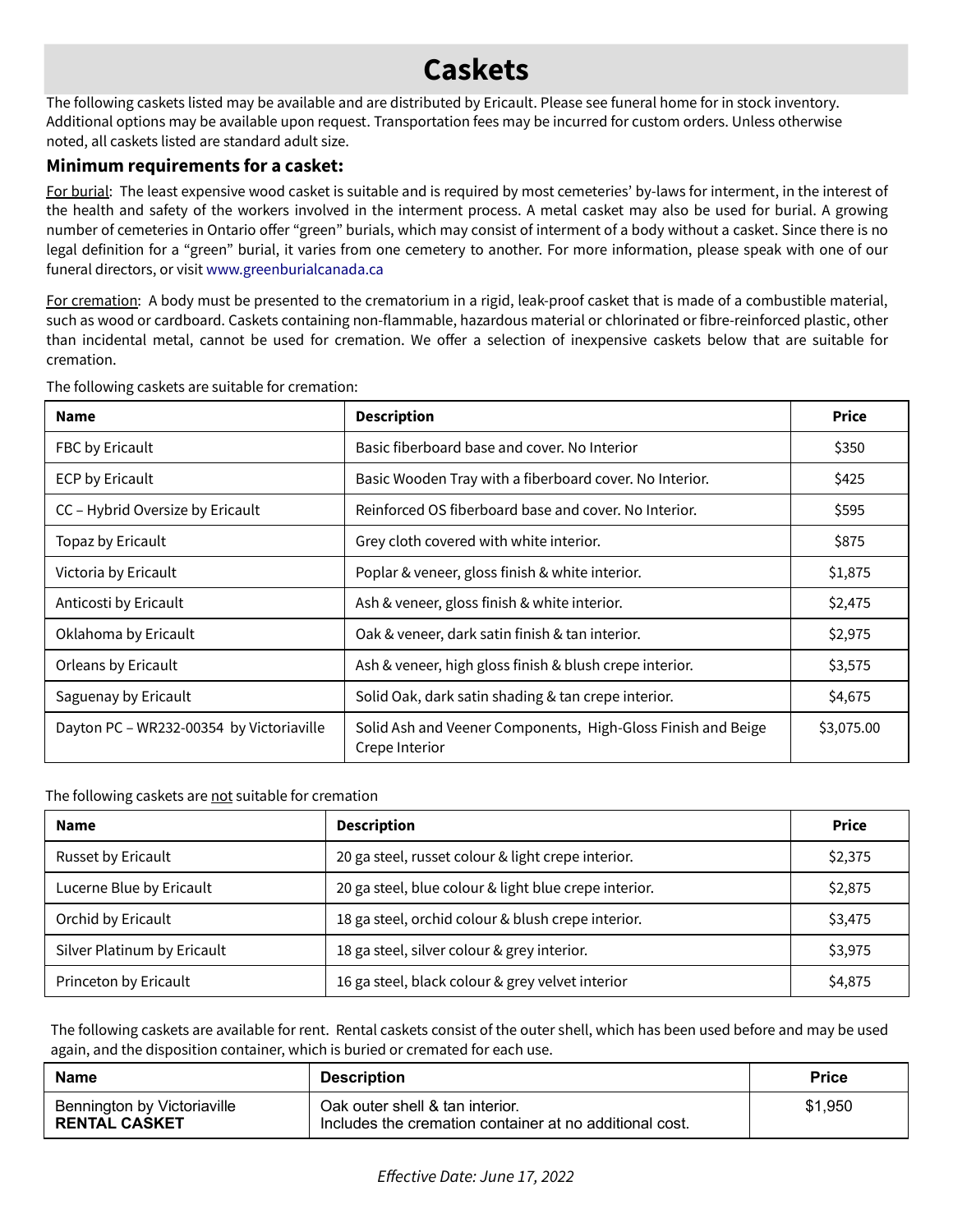# Caskets

The following caskets listed may be available and are distributed by Ericault. Please see funeral home for in stock inventory. Additional options may be available upon request. Transportation fees may be incurred for custom orders. Unless otherwise noted, all caskets listed are standard adult size.

### Minimum requirements for a casket:

For burial: The least expensive wood casket is suitable and is required by most cemeteries' by-laws for interment, in the interest of the health and safety of the workers involved in the interment process. A metal casket may also be used for burial. A growing number of cemeteries in Ontario offer "green" burials, which may consist of interment of a body without a casket. Since there is no legal definition for a "green" burial, it varies from one cemetery to another. For more information, please speak with one of our funeral directors, or visit www.greenburialcanada.ca

For cremation: A body must be presented to the crematorium in a rigid, leak-proof casket that is made of a combustible material, such as wood or cardboard. Caskets containing non-flammable, hazardous material or chlorinated or fibre-reinforced plastic, other than incidental metal, cannot be used for cremation. We offer a selection of inexpensive caskets below that are suitable for cremation.

The following caskets are suitable for cremation:

| Name | Description | Price |
|---|---|---|
| FBC by Ericault | Basic fiberboard base and cover. No Interior | $350 |
| ECP by Ericault | Basic Wooden Tray with a fiberboard cover. No Interior. | $425 |
| CC – Hybrid Oversize by Ericault | Reinforced OS fiberboard base and cover. No Interior. | $595 |
| Topaz by Ericault | Grey cloth covered with white interior. | $875 |
| Victoria by Ericault | Poplar & veneer, gloss finish & white interior. | $1,875 |
| Anticosti by Ericault | Ash & veneer, gloss finish & white interior. | $2,475 |
| Oklahoma by Ericault | Oak & veneer, dark satin finish & tan interior. | $2,975 |
| Orleans by Ericault | Ash & veneer, high gloss finish & blush crepe interior. | $3,575 |
| Saguenay by Ericault | Solid Oak, dark satin shading & tan crepe interior. | $4,675 |
| Dayton PC – WR232-00354 by Victoriaville | Solid Ash and Veener Components, High-Gloss Finish and Beige Crepe Interior | $3,075.00 |

The following caskets are not suitable for cremation

| Name | Description | Price |
|---|---|---|
| Russet by Ericault | 20 ga steel, russet colour & light crepe interior. | $2,375 |
| Lucerne Blue by Ericault | 20 ga steel, blue colour & light blue crepe interior. | $2,875 |
| Orchid by Ericault | 18 ga steel, orchid colour & blush crepe interior. | $3,475 |
| Silver Platinum by Ericault | 18 ga steel, silver colour & grey interior. | $3,975 |
| Princeton by Ericault | 16 ga steel, black colour & grey velvet interior | $4,875 |

The following caskets are available for rent. Rental caskets consist of the outer shell, which has been used before and may be used again, and the disposition container, which is buried or cremated for each use.

| Name | Description | Price |
|---|---|---|
| Bennington by Victoriaville **RENTAL CASKET** | Oak outer shell & tan interior. Includes the cremation container at no additional cost. | $1,950 |

*Effective Date: June 17, 2022*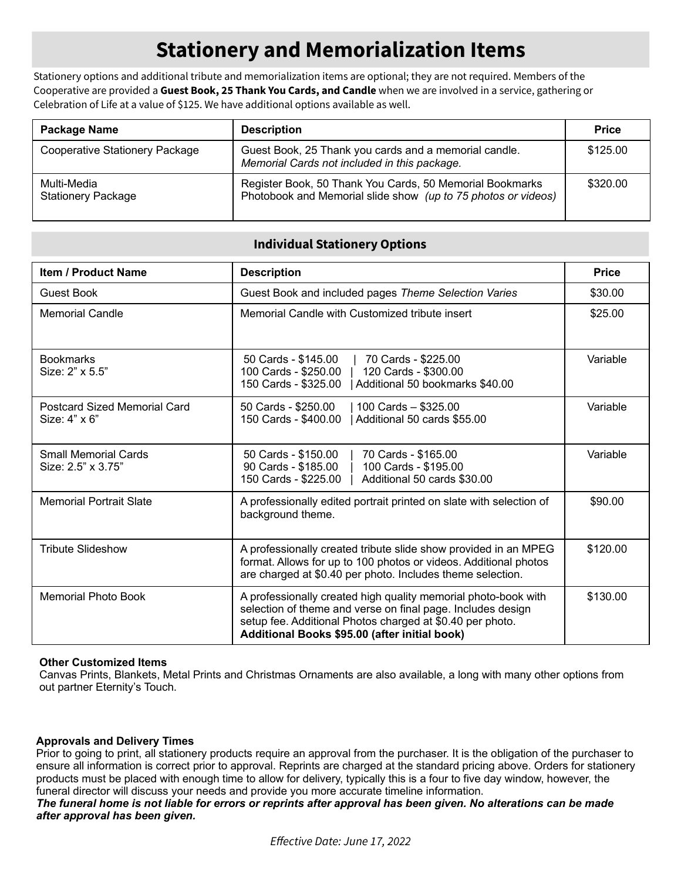# Stationery and Memorialization Items

Stationery options and additional tribute and memorialization items are optional; they are not required. Members of the Cooperative are provided a **Guest Book, 25 Thank You Cards, and Candle** when we are involved in a service, gathering or Celebration of Life at a value of $125. We have additional options available as well.

| Package Name | Description | Price |
|---|---|---|
| Cooperative Stationery Package | Guest Book, 25 Thank you cards and a memorial candle. *Memorial Cards not included in this package.* | $125.00 |
| Multi-Media Stationery Package | Register Book, 50 Thank You Cards, 50 Memorial Bookmarks Photobook and Memorial slide show *(up to 75 photos or videos)* | $320.00 |

## Individual Stationery Options

| Item / Product Name | Description | Price |
|---|---|---|
| Guest Book | Guest Book and included pages *Theme Selection Varies* | $30.00 |
| Memorial Candle | Memorial Candle with Customized tribute insert | $25.00 |
| Bookmarks Size: 2" x 5.5" | 50 Cards - $145.00 \| 70 Cards - $225.00<br>100 Cards - $250.00 \| 120 Cards - $300.00<br>150 Cards - $325.00 \| Additional 50 bookmarks $40.00 | Variable |
| Postcard Sized Memorial Card Size: 4" x 6" | 50 Cards - $250.00 \| 100 Cards – $325.00<br>150 Cards - $400.00 \| Additional 50 cards $55.00 | Variable |
| Small Memorial Cards Size: 2.5" x 3.75" | 50 Cards - $150.00 \| 70 Cards - $165.00<br>90 Cards - $185.00 \| 100 Cards - $195.00<br>150 Cards - $225.00 \| Additional 50 cards $30.00 | Variable |
| Memorial Portrait Slate | A professionally edited portrait printed on slate with selection of background theme. | $90.00 |
| Tribute Slideshow | A professionally created tribute slide show provided in an MPEG format. Allows for up to 100 photos or videos. Additional photos are charged at $0.40 per photo. Includes theme selection. | $120.00 |
| Memorial Photo Book | A professionally created high quality memorial photo-book with selection of theme and verse on final page. Includes design setup fee. Additional Photos charged at $0.40 per photo. **Additional Books $95.00 (after initial book)** | $130.00 |

**Other Customized Items**
Canvas Prints, Blankets, Metal Prints and Christmas Ornaments are also available, a long with many other options from out partner Eternity's Touch.

**Approvals and Delivery Times**
Prior to going to print, all stationery products require an approval from the purchaser. It is the obligation of the purchaser to ensure all information is correct prior to approval. Reprints are charged at the standard pricing above. Orders for stationery products must be placed with enough time to allow for delivery, typically this is a four to five day window, however, the funeral director will discuss your needs and provide you more accurate timeline information.
***The funeral home is not liable for errors or reprints after approval has been given. No alterations can be made after approval has been given.***

*Effective Date: June 17, 2022*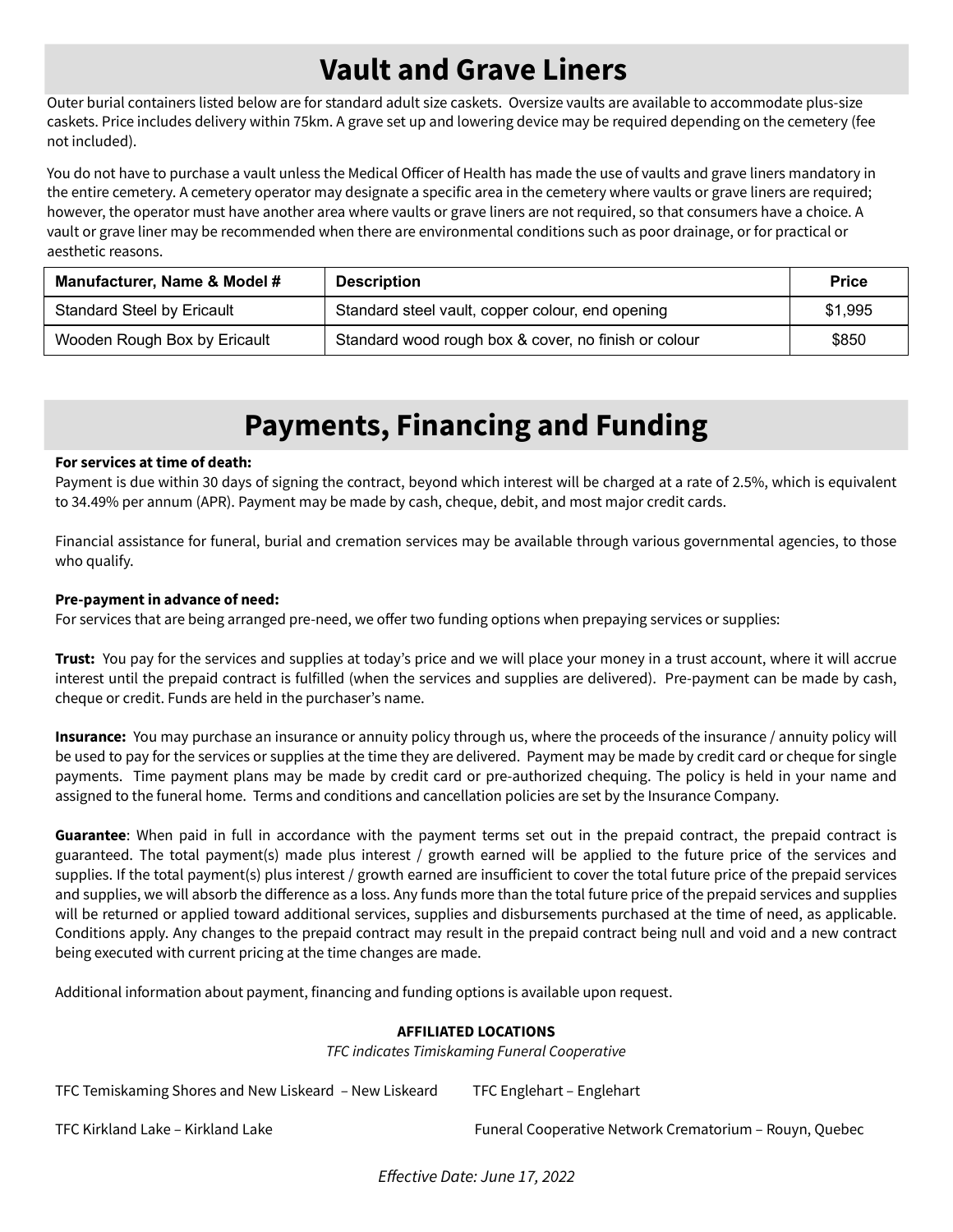# Vault and Grave Liners

Outer burial containers listed below are for standard adult size caskets. Oversize vaults are available to accommodate plus-size caskets. Price includes delivery within 75km. A grave set up and lowering device may be required depending on the cemetery (fee not included).

You do not have to purchase a vault unless the Medical Officer of Health has made the use of vaults and grave liners mandatory in the entire cemetery. A cemetery operator may designate a specific area in the cemetery where vaults or grave liners are required; however, the operator must have another area where vaults or grave liners are not required, so that consumers have a choice. A vault or grave liner may be recommended when there are environmental conditions such as poor drainage, or for practical or aesthetic reasons.

| Manufacturer, Name & Model # | Description | Price |
|---|---|---|
| Standard Steel by Ericault | Standard steel vault, copper colour, end opening | $1,995 |
| Wooden Rough Box by Ericault | Standard wood rough box & cover, no finish or colour | $850 |

# Payments, Financing and Funding

**For services at time of death:**
Payment is due within 30 days of signing the contract, beyond which interest will be charged at a rate of 2.5%, which is equivalent to 34.49% per annum (APR). Payment may be made by cash, cheque, debit, and most major credit cards.

Financial assistance for funeral, burial and cremation services may be available through various governmental agencies, to those who qualify.

**Pre-payment in advance of need:**
For services that are being arranged pre-need, we offer two funding options when prepaying services or supplies:

**Trust:** You pay for the services and supplies at today's price and we will place your money in a trust account, where it will accrue interest until the prepaid contract is fulfilled (when the services and supplies are delivered). Pre-payment can be made by cash, cheque or credit. Funds are held in the purchaser's name.

**Insurance:** You may purchase an insurance or annuity policy through us, where the proceeds of the insurance / annuity policy will be used to pay for the services or supplies at the time they are delivered. Payment may be made by credit card or cheque for single payments. Time payment plans may be made by credit card or pre-authorized chequing. The policy is held in your name and assigned to the funeral home. Terms and conditions and cancellation policies are set by the Insurance Company.

**Guarantee**: When paid in full in accordance with the payment terms set out in the prepaid contract, the prepaid contract is guaranteed. The total payment(s) made plus interest / growth earned will be applied to the future price of the services and supplies. If the total payment(s) plus interest / growth earned are insufficient to cover the total future price of the prepaid services and supplies, we will absorb the difference as a loss. Any funds more than the total future price of the prepaid services and supplies will be returned or applied toward additional services, supplies and disbursements purchased at the time of need, as applicable. Conditions apply. Any changes to the prepaid contract may result in the prepaid contract being null and void and a new contract being executed with current pricing at the time changes are made.

Additional information about payment, financing and funding options is available upon request.

**AFFILIATED LOCATIONS**

*TFC indicates Timiskaming Funeral Cooperative*

TFC Temiskaming Shores and New Liskeard – New Liskeard

TFC Englehart – Englehart

TFC Kirkland Lake – Kirkland Lake

Funeral Cooperative Network Crematorium – Rouyn, Quebec

*Effective Date: June 17, 2022*